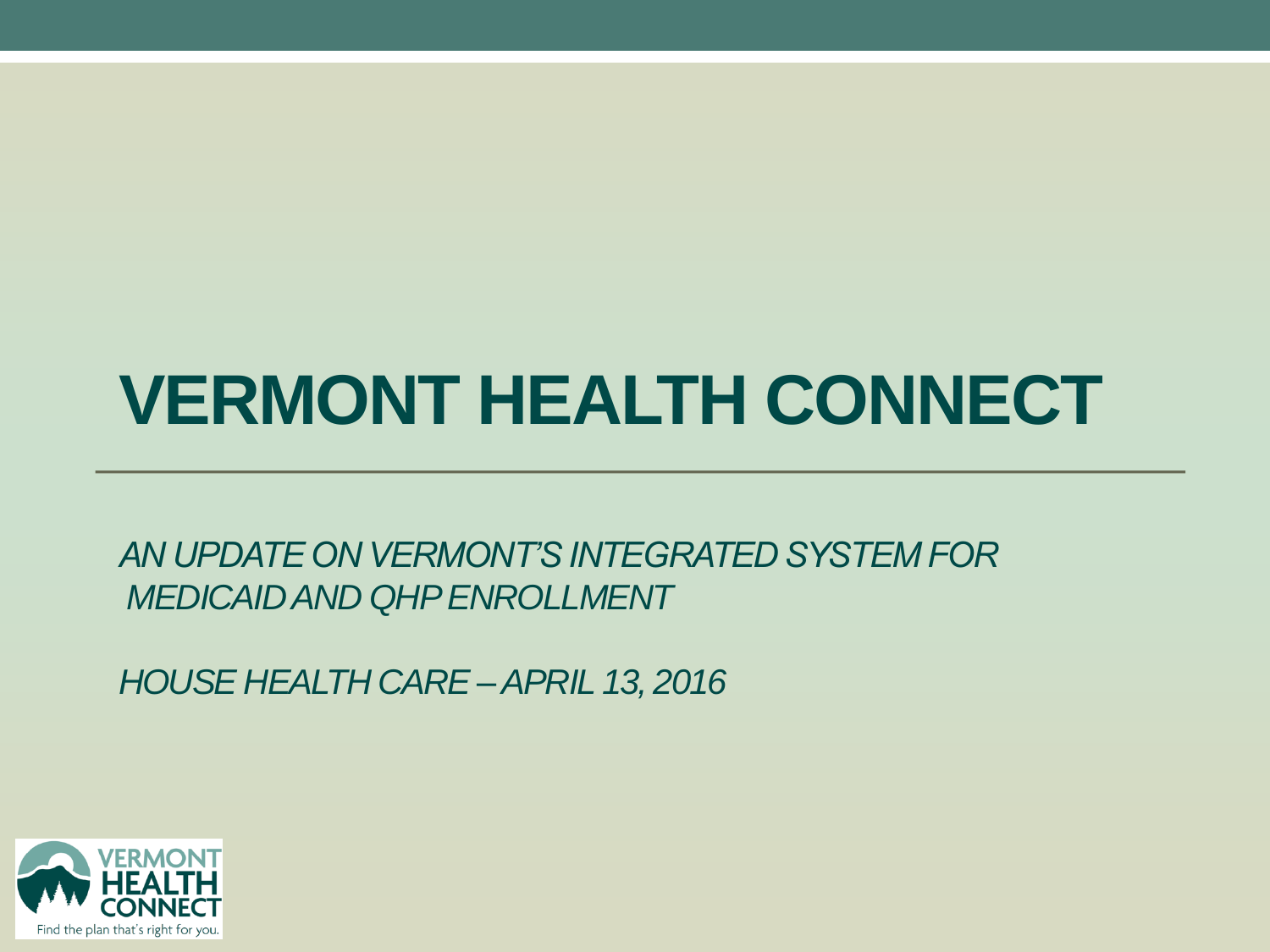# VERMONT HEALTH CONNECT

*AN UPDATE ON VERMONT'S INTEGRATED SYSTEM FOR MEDICAID AND QHP ENROLLMENT*

*HOUSE HEALTH CARE – APRIL 13, 2016*

VERMONT HEALTH CONNECT

Find the plan that's right for you.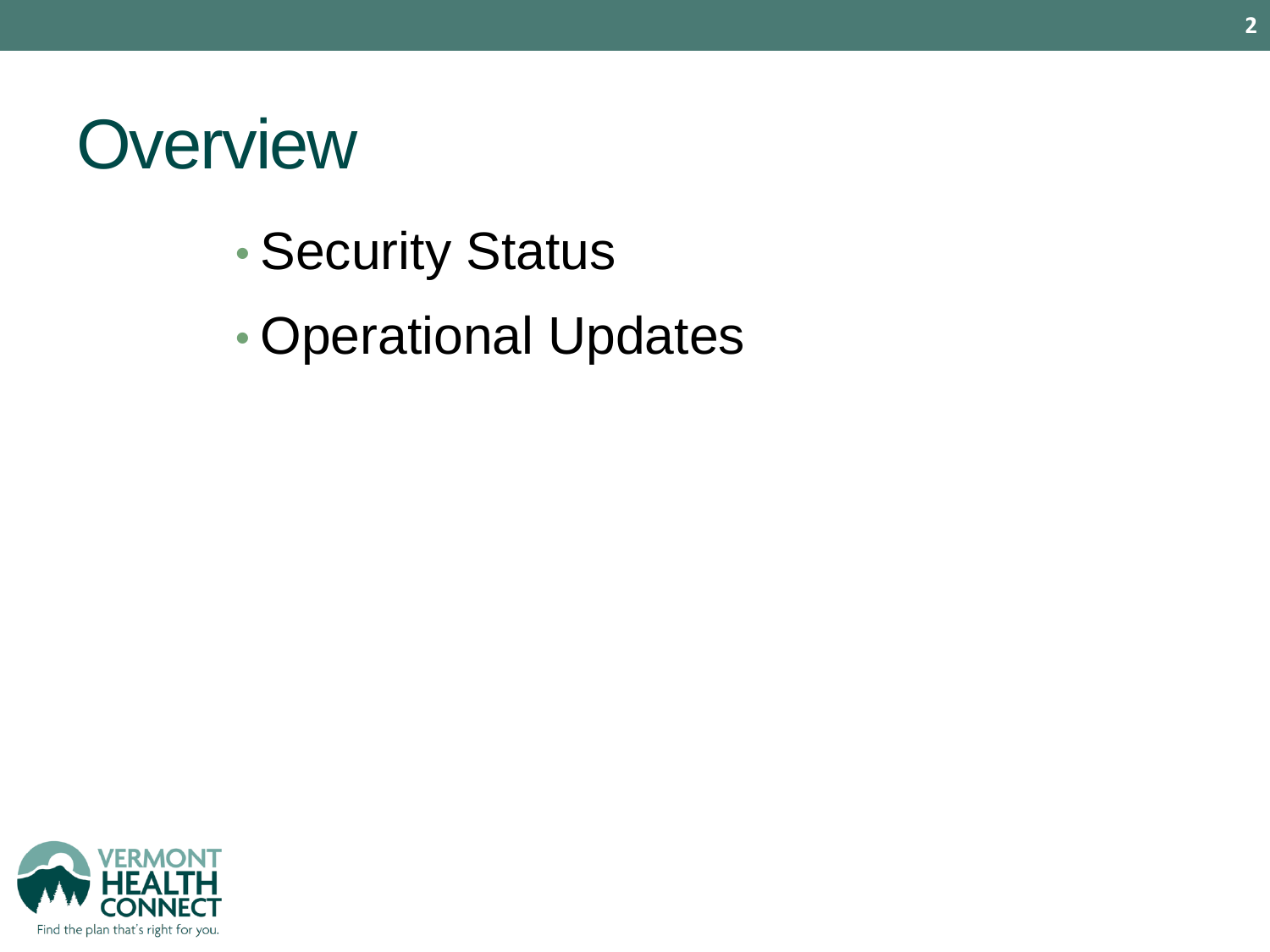# Overview

- Security Status
- Operational Updates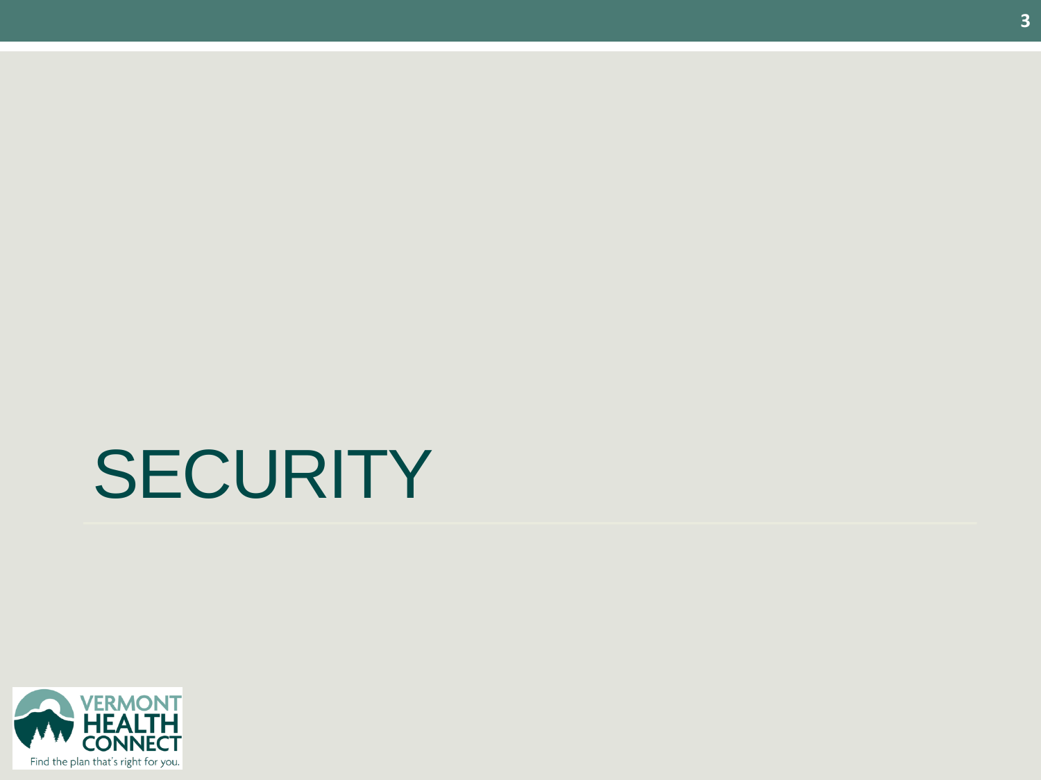# SECURITY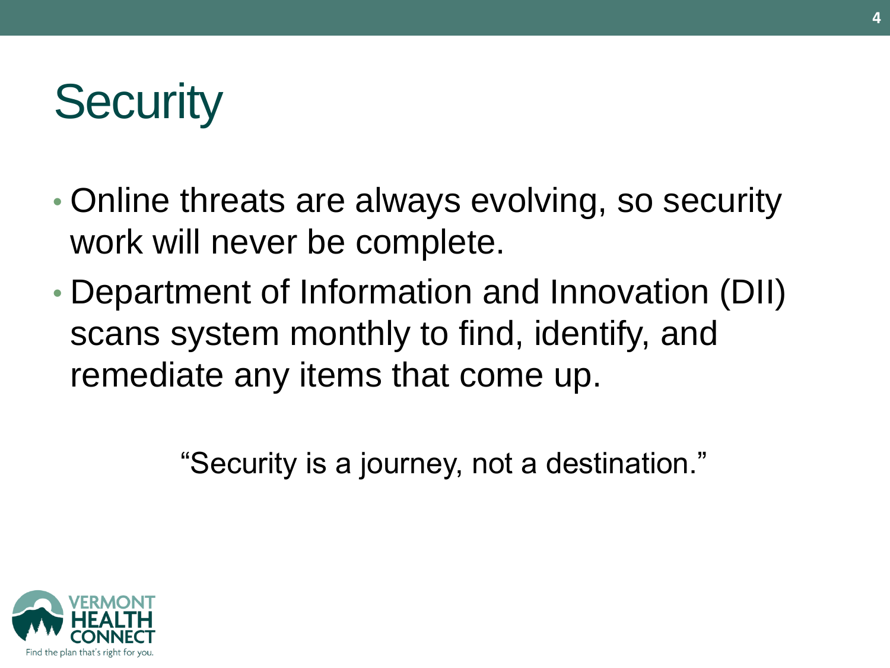# Security

- Online threats are always evolving, so security work will never be complete.
- Department of Information and Innovation (DII) scans system monthly to find, identify, and remediate any items that come up.

"Security is a journey, not a destination."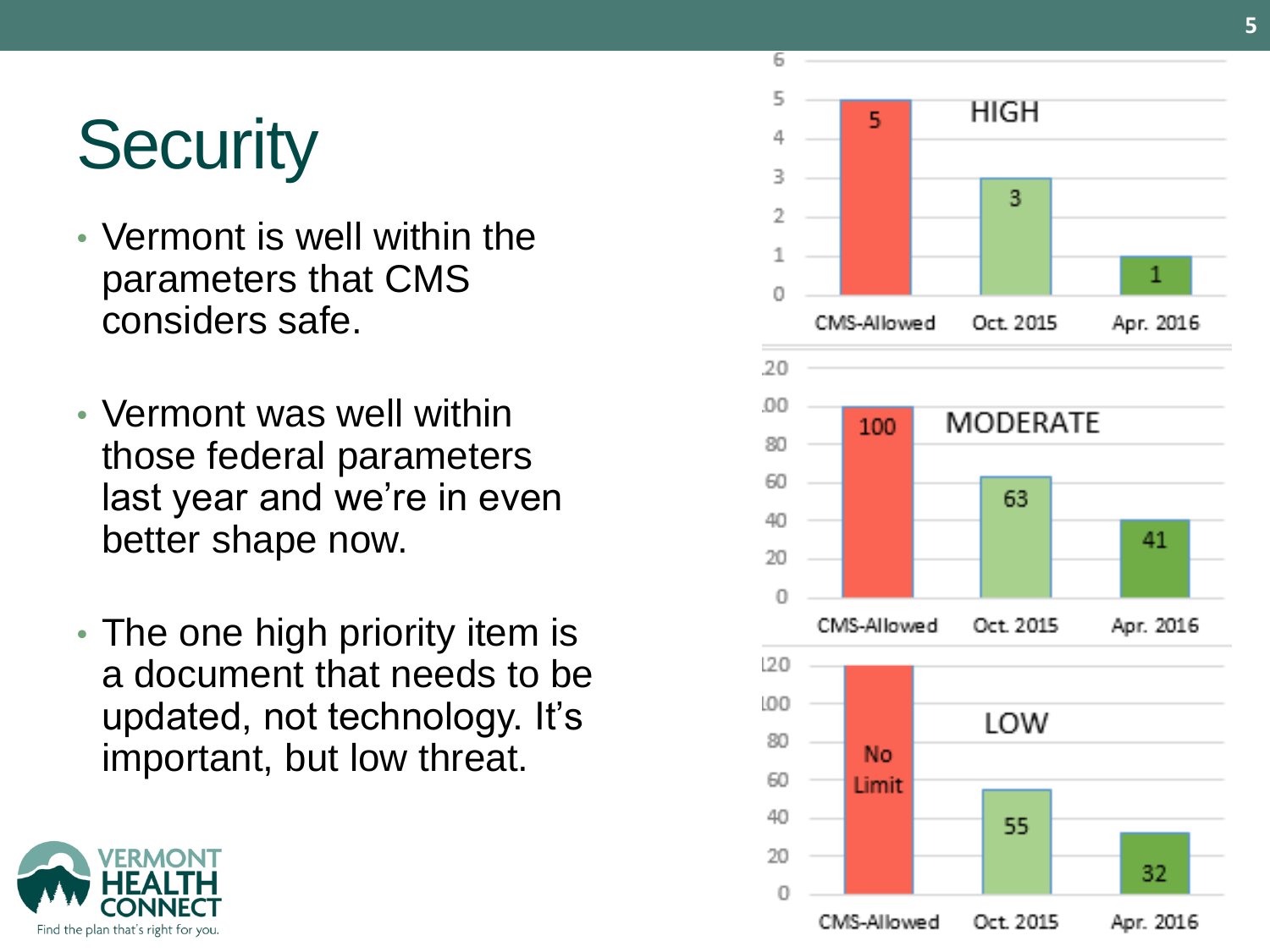# Security

- Vermont is well within the parameters that CMS considers safe.
- Vermont was well within those federal parameters last year and we're in even better shape now.
- The one high priority item is a document that needs to be updated, not technology. It's important, but low threat.

| | CMS-Allowed | Oct. 2015 | Apr. 2016 |
|---|---|---|---|
| HIGH | 5 | 3 | 1 |
| MODERATE | 100 | 63 | 41 |
| LOW | No Limit | 55 | 32 |

VERMONT HEALTH CONNECT

Find the plan that's right for you.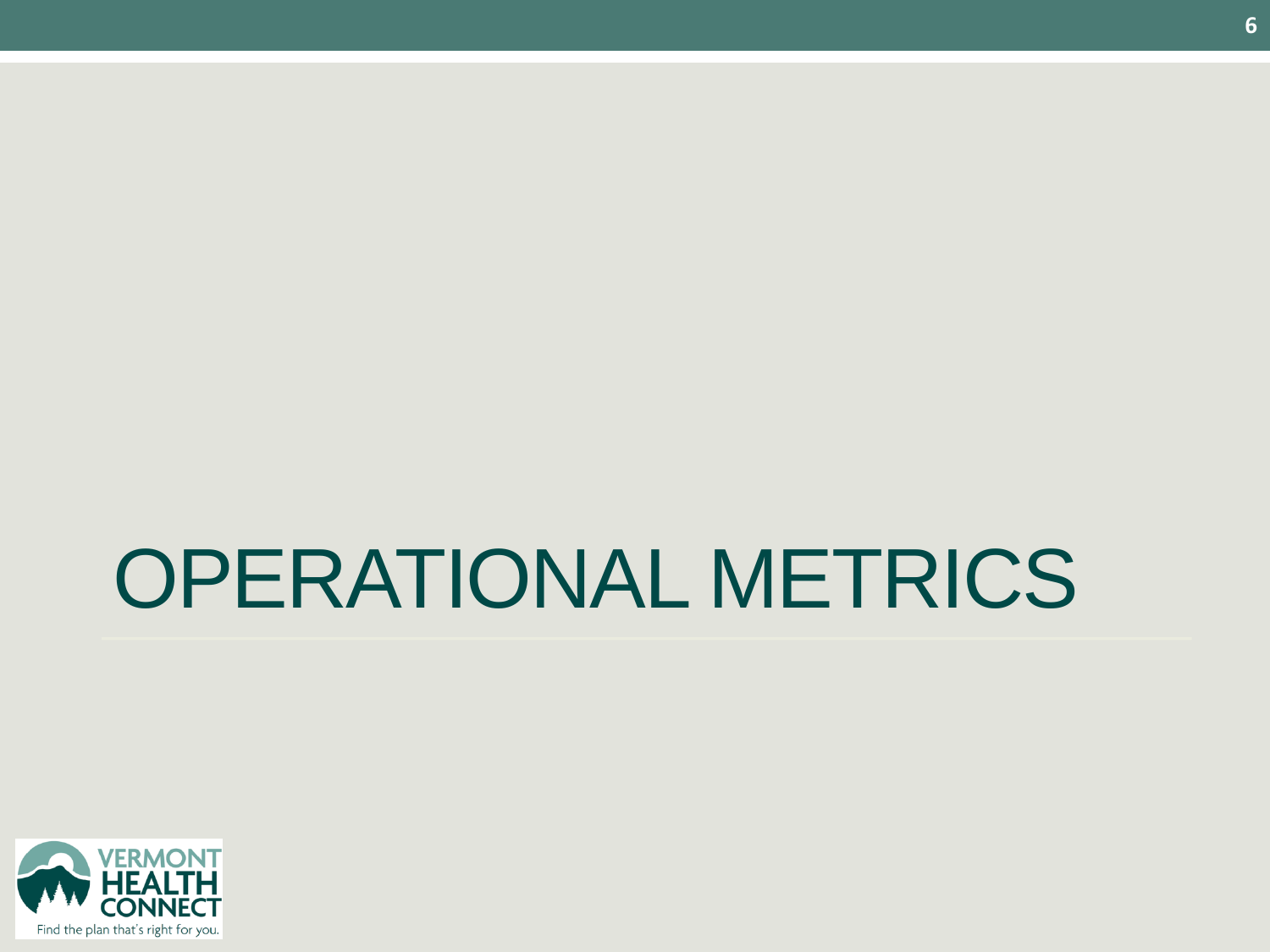# OPERATIONAL METRICS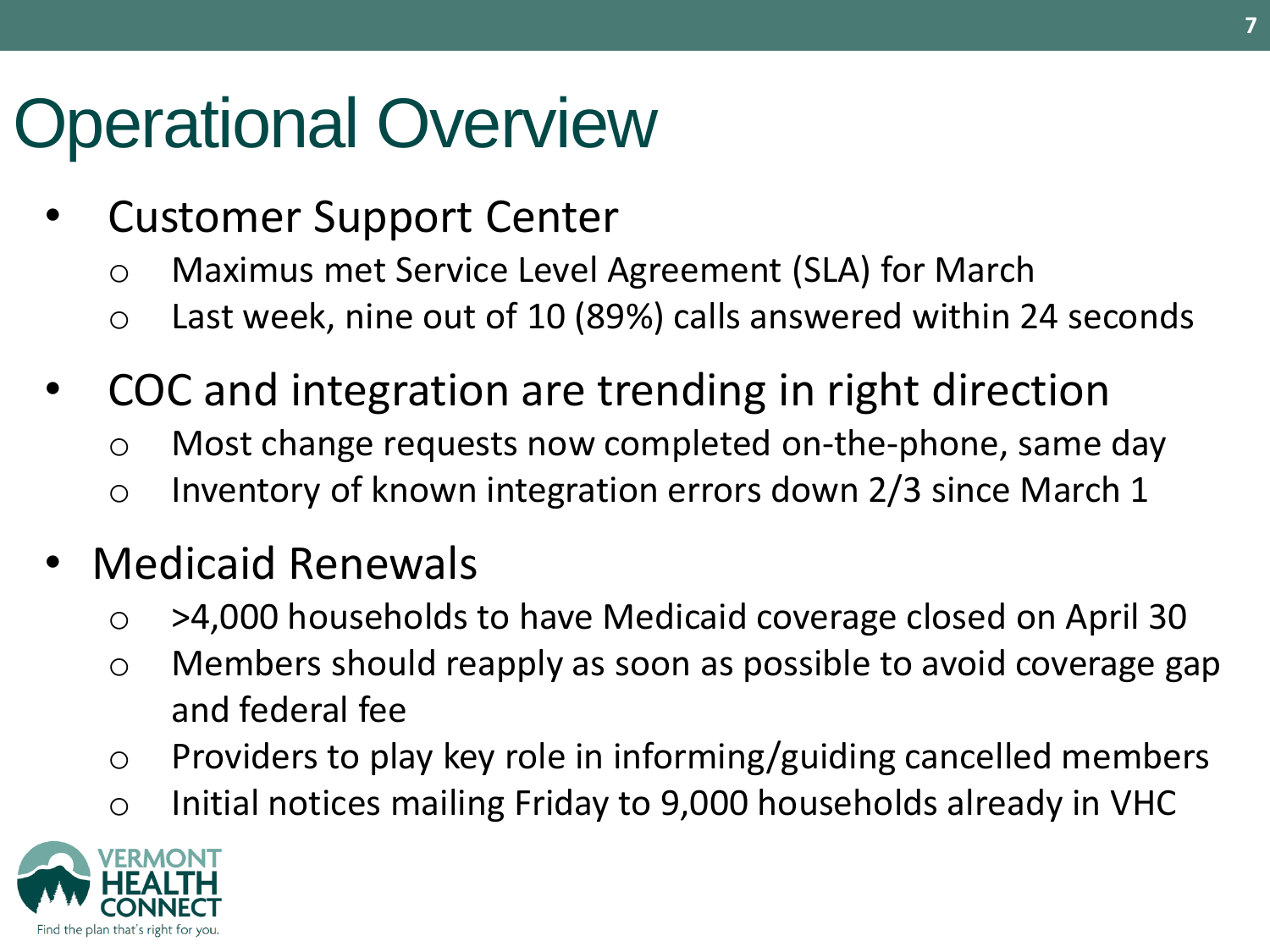# Operational Overview

- Customer Support Center
  - Maximus met Service Level Agreement (SLA) for March
  - Last week, nine out of 10 (89%) calls answered within 24 seconds
- COC and integration are trending in right direction
  - Most change requests now completed on-the-phone, same day
  - Inventory of known integration errors down 2/3 since March 1
- Medicaid Renewals
  - >4,000 households to have Medicaid coverage closed on April 30
  - Members should reapply as soon as possible to avoid coverage gap and federal fee
  - Providers to play key role in informing/guiding cancelled members
  - Initial notices mailing Friday to 9,000 households already in VHC

VERMONT HEALTH CONNECT
Find the plan that's right for you.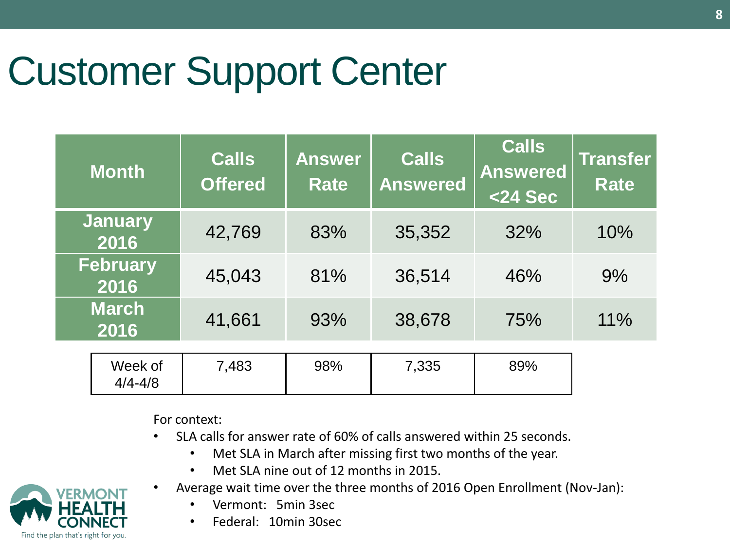# Customer Support Center

| Month | Calls Offered | Answer Rate | Calls Answered | Calls Answered <24 Sec | Transfer Rate |
|---|---|---|---|---|---|
| January 2016 | 42,769 | 83% | 35,352 | 32% | 10% |
| February 2016 | 45,043 | 81% | 36,514 | 46% | 9% |
| March 2016 | 41,661 | 93% | 38,678 | 75% | 11% |
| Week of 4/4-4/8 | 7,483 | 98% | 7,335 | 89% | |

For context:

- SLA calls for answer rate of 60% of calls answered within 25 seconds.
  - Met SLA in March after missing first two months of the year.
  - Met SLA nine out of 12 months in 2015.
- Average wait time over the three months of 2016 Open Enrollment (Nov-Jan):
  - Vermont: 5min 3sec
  - Federal: 10min 30sec

VERMONT HEALTH CONNECT

Find the plan that's right for you.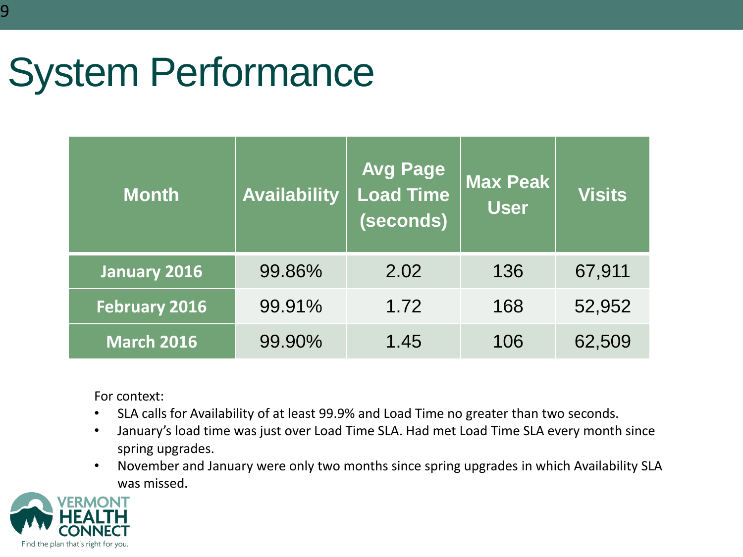# System Performance

| Month | Availability | Avg Page Load Time (seconds) | Max Peak User | Visits |
|---|---|---|---|---|
| **January 2016** | 99.86% | 2.02 | 136 | 67,911 |
| **February 2016** | 99.91% | 1.72 | 168 | 52,952 |
| **March 2016** | 99.90% | 1.45 | 106 | 62,509 |

For context:

- SLA calls for Availability of at least 99.9% and Load Time no greater than two seconds.
- January's load time was just over Load Time SLA. Had met Load Time SLA every month since spring upgrades.
- November and January were only two months since spring upgrades in which Availability SLA was missed.

VERMONT HEALTH CONNECT

Find the plan that's right for you.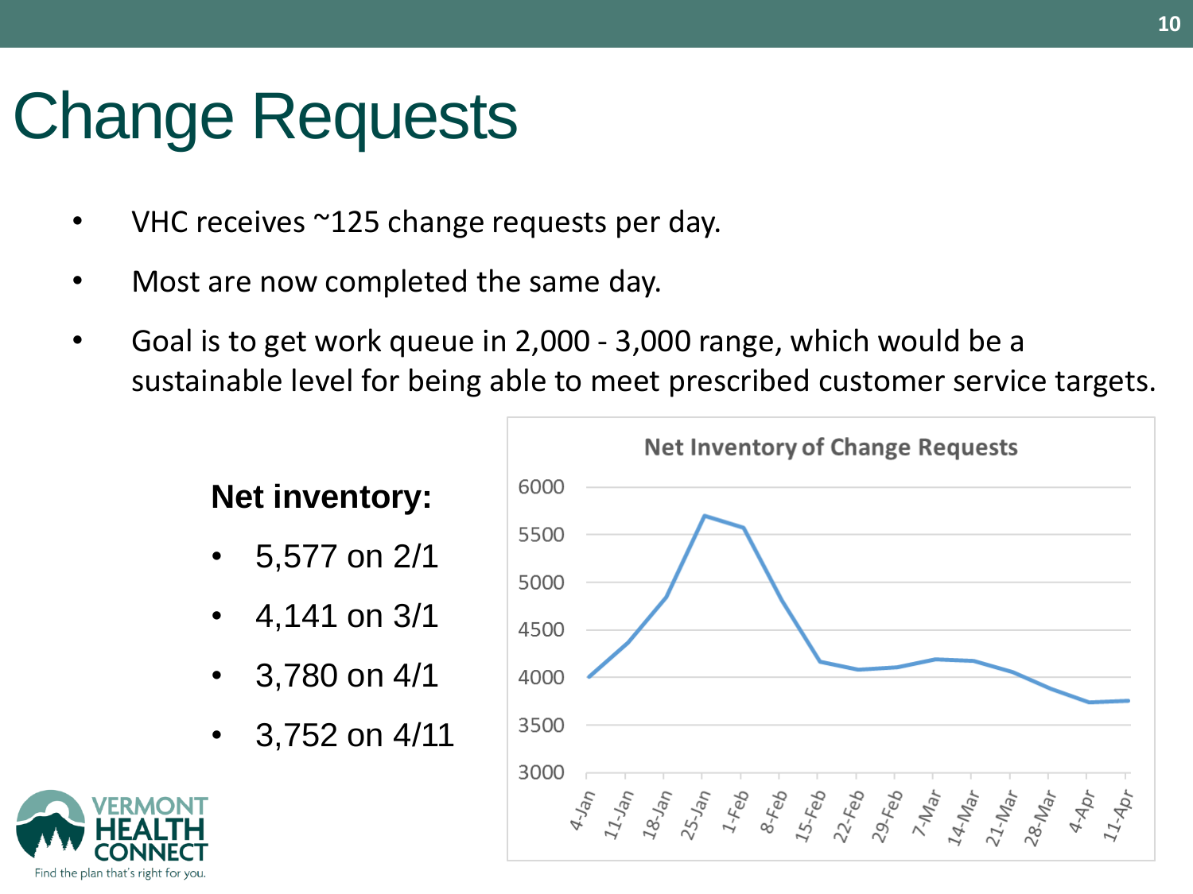# Change Requests

- VHC receives ~125 change requests per day.
- Most are now completed the same day.
- Goal is to get work queue in 2,000 - 3,000 range, which would be a sustainable level for being able to meet prescribed customer service targets.

**Net inventory:**

- 5,577 on 2/1
- 4,141 on 3/1
- 3,780 on 4/1
- 3,752 on 4/11

Net Inventory of Change Requests

VERMONT HEALTH CONNECT
Find the plan that's right for you.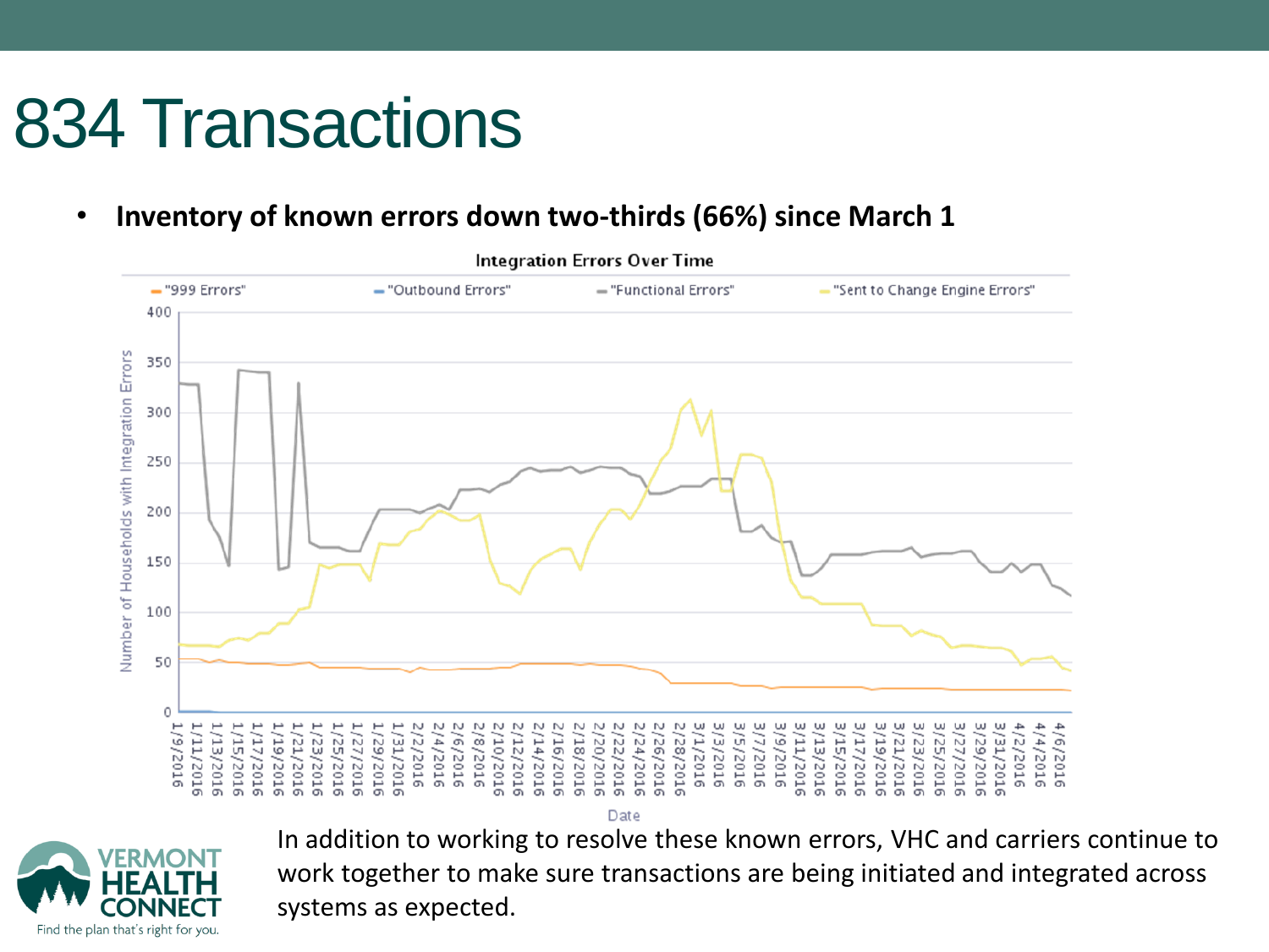# 834 Transactions

- **Inventory of known errors down two-thirds (66%) since March 1**

Integration Errors Over Time

"999 Errors" "Outbound Errors" "Functional Errors" "Sent to Change Engine Errors"

Number of Households with Integration Errors

400
350
300
250
200
150
100
50
0

1/9/2016 1/11/2016 1/13/2016 1/15/2016 1/17/2016 1/19/2016 1/21/2016 1/23/2016 1/25/2016 1/27/2016 1/29/2016 1/31/2016 2/2/2016 2/4/2016 2/6/2016 2/8/2016 2/10/2016 2/12/2016 2/14/2016 2/16/2016 2/18/2016 2/20/2016 2/22/2016 2/24/2016 2/26/2016 2/28/2016 3/1/2016 3/3/2016 3/5/2016 3/7/2016 3/9/2016 3/11/2016 3/13/2016 3/15/2016 3/17/2016 3/19/2016 3/21/2016 3/23/2016 3/25/2016 3/27/2016 3/29/2016 3/31/2016 4/2/2016 4/4/2016 4/6/2016

Date

VERMONT HEALTH CONNECT
Find the plan that's right for you.

In addition to working to resolve these known errors, VHC and carriers continue to work together to make sure transactions are being initiated and integrated across systems as expected.